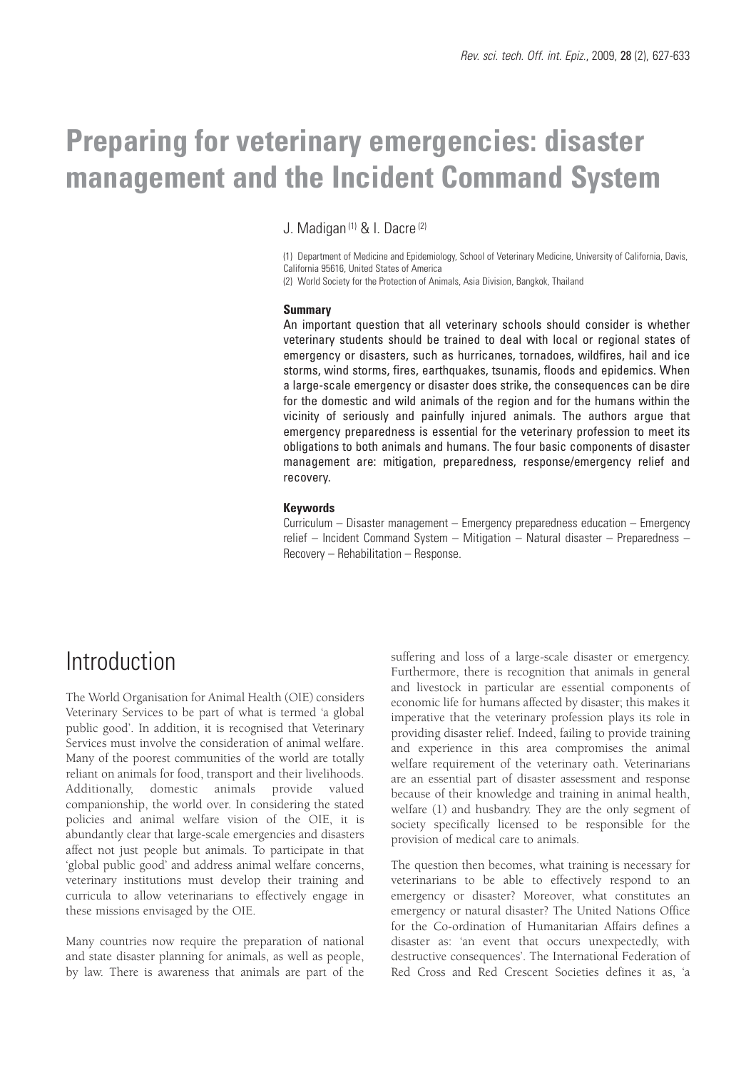# Preparing for veterinary emergencies: disaster management and the Incident Command System

J. Madigan [(1)] & I. Dacre [(2)]

(1) Department of Medicine and Epidemiology, School of Veterinary Medicine, University of California, Davis, California 95616, United States of America

(2) World Society for the Protection of Animals, Asia Division, Bangkok, Thailand

**Summary**

An important question that all veterinary schools should consider is whether veterinary students should be trained to deal with local or regional states of emergency or disasters, such as hurricanes, tornadoes, wildfires, hail and ice storms, wind storms, fires, earthquakes, tsunamis, floods and epidemics. When a large-scale emergency or disaster does strike, the consequences can be dire for the domestic and wild animals of the region and for the humans within the vicinity of seriously and painfully injured animals. The authors argue that emergency preparedness is essential for the veterinary profession to meet its obligations to both animals and humans. The four basic components of disaster management are: mitigation, preparedness, response/emergency relief and recovery.

**Keywords**

Curriculum – Disaster management – Emergency preparedness education – Emergency relief – Incident Command System – Mitigation – Natural disaster – Preparedness – Recovery – Rehabilitation – Response.

## Introduction

The World Organisation for Animal Health (OIE) considers Veterinary Services to be part of what is termed 'a global public good'. In addition, it is recognised that Veterinary Services must involve the consideration of animal welfare. Many of the poorest communities of the world are totally reliant on animals for food, transport and their livelihoods. Additionally, domestic animals provide valued companionship, the world over. In considering the stated policies and animal welfare vision of the OIE, it is abundantly clear that large-scale emergencies and disasters affect not just people but animals. To participate in that 'global public good' and address animal welfare concerns, veterinary institutions must develop their training and curricula to allow veterinarians to effectively engage in these missions envisaged by the OIE.

Many countries now require the preparation of national and state disaster planning for animals, as well as people, by law. There is awareness that animals are part of the suffering and loss of a large-scale disaster or emergency. Furthermore, there is recognition that animals in general and livestock in particular are essential components of economic life for humans affected by disaster; this makes it imperative that the veterinary profession plays its role in providing disaster relief. Indeed, failing to provide training and experience in this area compromises the animal welfare requirement of the veterinary oath. Veterinarians are an essential part of disaster assessment and response because of their knowledge and training in animal health, welfare (1) and husbandry. They are the only segment of society specifically licensed to be responsible for the provision of medical care to animals.

The question then becomes, what training is necessary for veterinarians to be able to effectively respond to an emergency or disaster? Moreover, what constitutes an emergency or natural disaster? The United Nations Office for the Co-ordination of Humanitarian Affairs defines a disaster as: 'an event that occurs unexpectedly, with destructive consequences'. The International Federation of Red Cross and Red Crescent Societies defines it as, 'a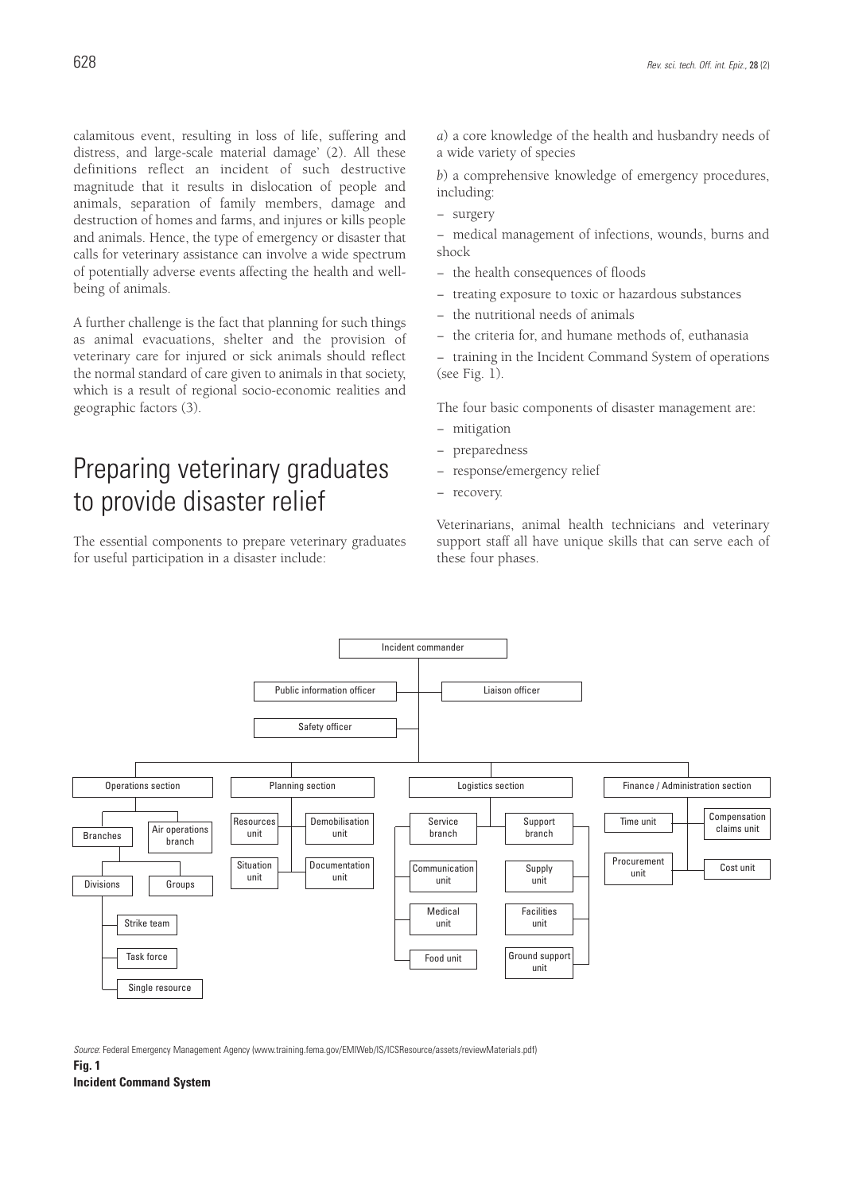calamitous event, resulting in loss of life, suffering and distress, and large-scale material damage' (2). All these definitions reflect an incident of such destructive magnitude that it results in dislocation of people and animals, separation of family members, damage and destruction of homes and farms, and injures or kills people and animals. Hence, the type of emergency or disaster that calls for veterinary assistance can involve a wide spectrum of potentially adverse events affecting the health and well-being of animals.

A further challenge is the fact that planning for such things as animal evacuations, shelter and the provision of veterinary care for injured or sick animals should reflect the normal standard of care given to animals in that society, which is a result of regional socio-economic realities and geographic factors (3).

# Preparing veterinary graduates to provide disaster relief

The essential components to prepare veterinary graduates for useful participation in a disaster include:

*a*) a core knowledge of the health and husbandry needs of a wide variety of species

*b*) a comprehensive knowledge of emergency procedures, including:

– surgery

– medical management of infections, wounds, burns and shock

– the health consequences of floods

– treating exposure to toxic or hazardous substances

– the nutritional needs of animals

– the criteria for, and humane methods of, euthanasia

– training in the Incident Command System of operations (see Fig. 1).

The four basic components of disaster management are:

– mitigation

– preparedness

– response/emergency relief

– recovery.

Veterinarians, animal health technicians and veterinary support staff all have unique skills that can serve each of these four phases.

- Incident commander
  - Public information officer
  - Liaison officer
  - Safety officer
  - Operations section
    - Branches
      - Divisions
        - Strike team
        - Task force
        - Single resource
      - Groups
    - Air operations branch
  - Planning section
    - Resources unit
    - Demobilisation unit
    - Situation unit
    - Documentation unit
  - Logistics section
    - Service branch
      - Communication unit
      - Medical unit
      - Food unit
    - Support branch
      - Supply unit
      - Facilities unit
      - Ground support unit
  - Finance / Administration section
    - Time unit
    - Compensation claims unit
    - Procurement unit
    - Cost unit

*Source*: Federal Emergency Management Agency (www.training.fema.gov/EMIWeb/IS/ICSResource/assets/reviewMaterials.pdf)

**Fig. 1**
**Incident Command System**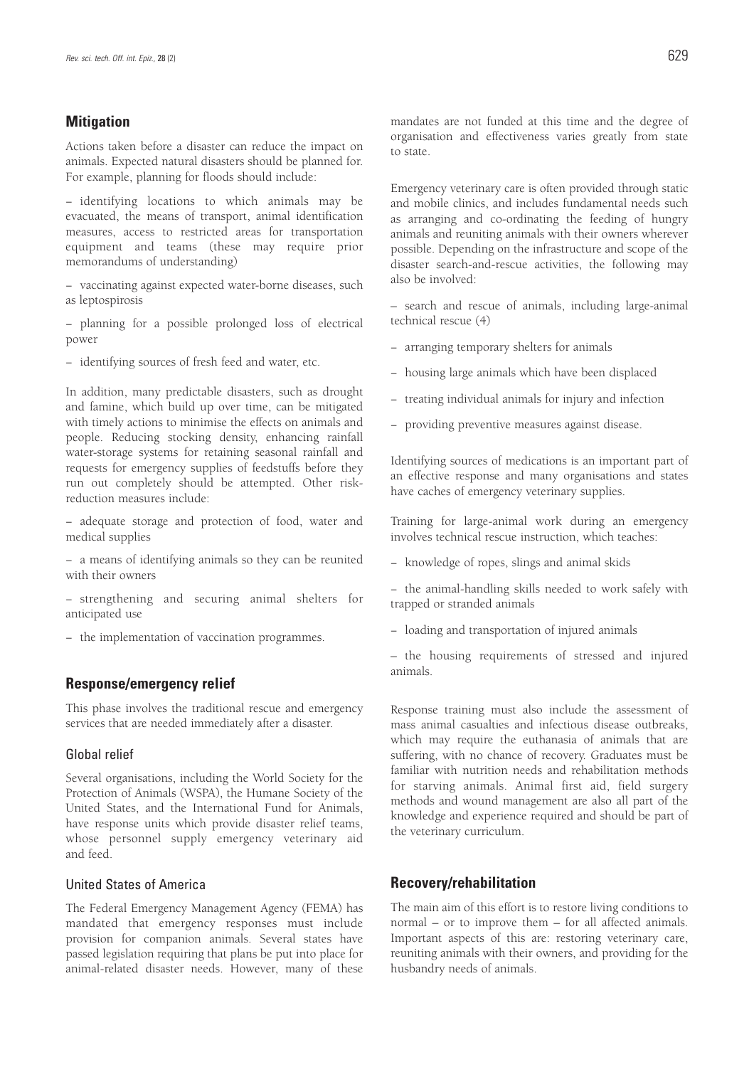## Mitigation

Actions taken before a disaster can reduce the impact on animals. Expected natural disasters should be planned for. For example, planning for floods should include:

– identifying locations to which animals may be evacuated, the means of transport, animal identification measures, access to restricted areas for transportation equipment and teams (these may require prior memorandums of understanding)

– vaccinating against expected water-borne diseases, such as leptospirosis

– planning for a possible prolonged loss of electrical power

– identifying sources of fresh feed and water, etc.

In addition, many predictable disasters, such as drought and famine, which build up over time, can be mitigated with timely actions to minimise the effects on animals and people. Reducing stocking density, enhancing rainfall water-storage systems for retaining seasonal rainfall and requests for emergency supplies of feedstuffs before they run out completely should be attempted. Other risk-reduction measures include:

– adequate storage and protection of food, water and medical supplies

– a means of identifying animals so they can be reunited with their owners

– strengthening and securing animal shelters for anticipated use

– the implementation of vaccination programmes.

## Response/emergency relief

This phase involves the traditional rescue and emergency services that are needed immediately after a disaster.

### Global relief

Several organisations, including the World Society for the Protection of Animals (WSPA), the Humane Society of the United States, and the International Fund for Animals, have response units which provide disaster relief teams, whose personnel supply emergency veterinary aid and feed.

### United States of America

The Federal Emergency Management Agency (FEMA) has mandated that emergency responses must include provision for companion animals. Several states have passed legislation requiring that plans be put into place for animal-related disaster needs. However, many of these mandates are not funded at this time and the degree of organisation and effectiveness varies greatly from state to state.

Emergency veterinary care is often provided through static and mobile clinics, and includes fundamental needs such as arranging and co-ordinating the feeding of hungry animals and reuniting animals with their owners wherever possible. Depending on the infrastructure and scope of the disaster search-and-rescue activities, the following may also be involved:

– search and rescue of animals, including large-animal technical rescue (4)

– arranging temporary shelters for animals

– housing large animals which have been displaced

– treating individual animals for injury and infection

– providing preventive measures against disease.

Identifying sources of medications is an important part of an effective response and many organisations and states have caches of emergency veterinary supplies.

Training for large-animal work during an emergency involves technical rescue instruction, which teaches:

– knowledge of ropes, slings and animal skids

– the animal-handling skills needed to work safely with trapped or stranded animals

– loading and transportation of injured animals

– the housing requirements of stressed and injured animals.

Response training must also include the assessment of mass animal casualties and infectious disease outbreaks, which may require the euthanasia of animals that are suffering, with no chance of recovery. Graduates must be familiar with nutrition needs and rehabilitation methods for starving animals. Animal first aid, field surgery methods and wound management are also all part of the knowledge and experience required and should be part of the veterinary curriculum.

## Recovery/rehabilitation

The main aim of this effort is to restore living conditions to normal – or to improve them – for all affected animals. Important aspects of this are: restoring veterinary care, reuniting animals with their owners, and providing for the husbandry needs of animals.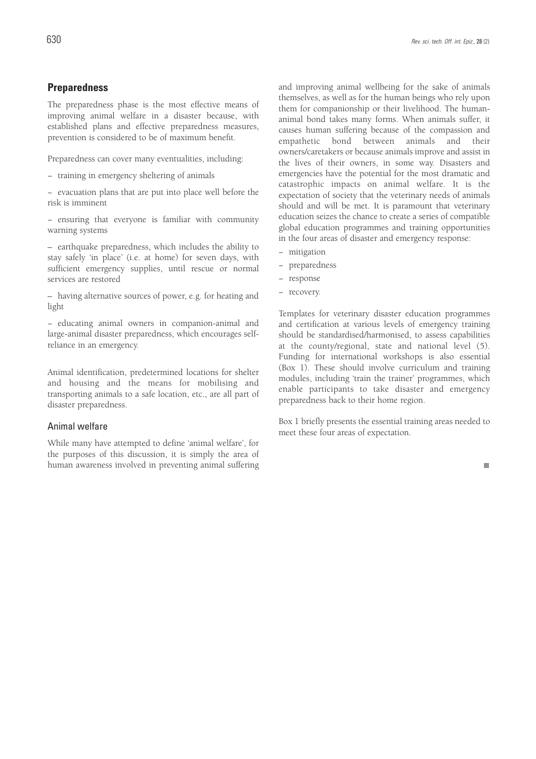## Preparedness

The preparedness phase is the most effective means of improving animal welfare in a disaster because, with established plans and effective preparedness measures, prevention is considered to be of maximum benefit.

Preparedness can cover many eventualities, including:

– training in emergency sheltering of animals

– evacuation plans that are put into place well before the risk is imminent

– ensuring that everyone is familiar with community warning systems

– earthquake preparedness, which includes the ability to stay safely 'in place' (i.e. at home) for seven days, with sufficient emergency supplies, until rescue or normal services are restored

– having alternative sources of power, e.g. for heating and light

– educating animal owners in companion-animal and large-animal disaster preparedness, which encourages self-reliance in an emergency.

Animal identification, predetermined locations for shelter and housing and the means for mobilising and transporting animals to a safe location, etc., are all part of disaster preparedness.

### Animal welfare

While many have attempted to define 'animal welfare', for the purposes of this discussion, it is simply the area of human awareness involved in preventing animal suffering and improving animal wellbeing for the sake of animals themselves, as well as for the human beings who rely upon them for companionship or their livelihood. The human-animal bond takes many forms. When animals suffer, it causes human suffering because of the compassion and empathetic bond between animals and their owners/caretakers or because animals improve and assist in the lives of their owners, in some way. Disasters and emergencies have the potential for the most dramatic and catastrophic impacts on animal welfare. It is the expectation of society that the veterinary needs of animals should and will be met. It is paramount that veterinary education seizes the chance to create a series of compatible global education programmes and training opportunities in the four areas of disaster and emergency response:

– mitigation
– preparedness
– response
– recovery.

Templates for veterinary disaster education programmes and certification at various levels of emergency training should be standardised/harmonised, to assess capabilities at the county/regional, state and national level (5). Funding for international workshops is also essential (Box 1). These should involve curriculum and training modules, including 'train the trainer' programmes, which enable participants to take disaster and emergency preparedness back to their home region.

Box 1 briefly presents the essential training areas needed to meet these four areas of expectation.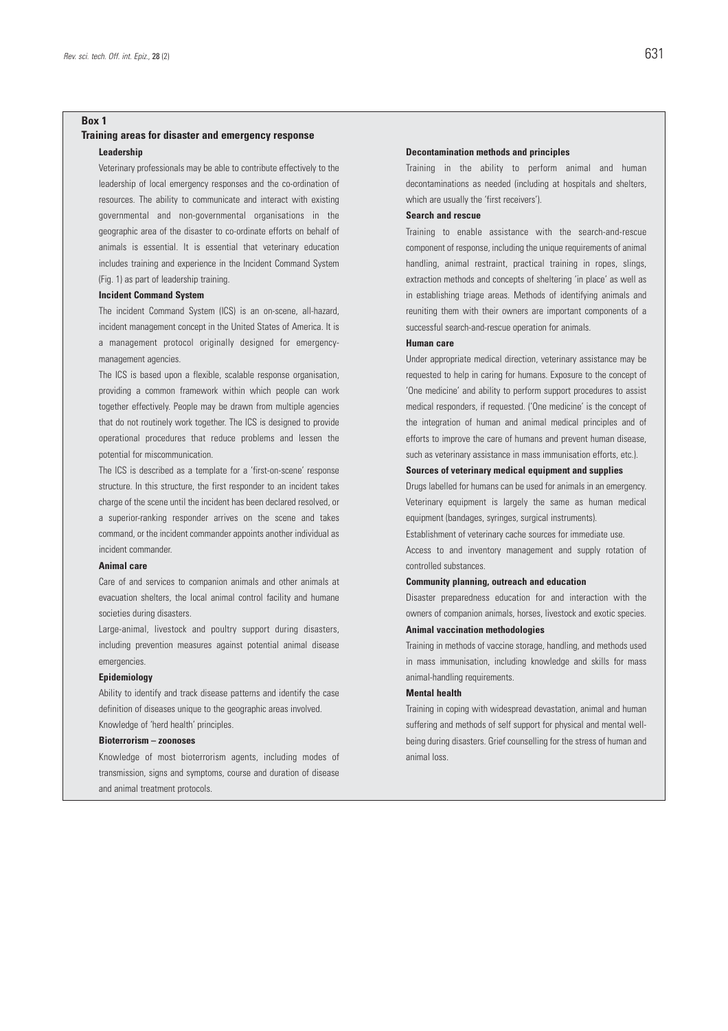**Box 1**

**Training areas for disaster and emergency response**

**Leadership**

Veterinary professionals may be able to contribute effectively to the leadership of local emergency responses and the co-ordination of resources. The ability to communicate and interact with existing governmental and non-governmental organisations in the geographic area of the disaster to co-ordinate efforts on behalf of animals is essential. It is essential that veterinary education includes training and experience in the Incident Command System (Fig. 1) as part of leadership training.

**Incident Command System**

The incident Command System (ICS) is an on-scene, all-hazard, incident management concept in the United States of America. It is a management protocol originally designed for emergency-management agencies.

The ICS is based upon a flexible, scalable response organisation, providing a common framework within which people can work together effectively. People may be drawn from multiple agencies that do not routinely work together. The ICS is designed to provide operational procedures that reduce problems and lessen the potential for miscommunication.

The ICS is described as a template for a 'first-on-scene' response structure. In this structure, the first responder to an incident takes charge of the scene until the incident has been declared resolved, or a superior-ranking responder arrives on the scene and takes command, or the incident commander appoints another individual as incident commander.

**Animal care**

Care of and services to companion animals and other animals at evacuation shelters, the local animal control facility and humane societies during disasters.

Large-animal, livestock and poultry support during disasters, including prevention measures against potential animal disease emergencies.

**Epidemiology**

Ability to identify and track disease patterns and identify the case definition of diseases unique to the geographic areas involved.

Knowledge of 'herd health' principles.

**Bioterrorism – zoonoses**

Knowledge of most bioterrorism agents, including modes of transmission, signs and symptoms, course and duration of disease and animal treatment protocols.

**Decontamination methods and principles**

Training in the ability to perform animal and human decontaminations as needed (including at hospitals and shelters, which are usually the 'first receivers').

**Search and rescue**

Training to enable assistance with the search-and-rescue component of response, including the unique requirements of animal handling, animal restraint, practical training in ropes, slings, extraction methods and concepts of sheltering 'in place' as well as in establishing triage areas. Methods of identifying animals and reuniting them with their owners are important components of a successful search-and-rescue operation for animals.

**Human care**

Under appropriate medical direction, veterinary assistance may be requested to help in caring for humans. Exposure to the concept of 'One medicine' and ability to perform support procedures to assist medical responders, if requested. ('One medicine' is the concept of the integration of human and animal medical principles and of efforts to improve the care of humans and prevent human disease, such as veterinary assistance in mass immunisation efforts, etc.).

**Sources of veterinary medical equipment and supplies**

Drugs labelled for humans can be used for animals in an emergency. Veterinary equipment is largely the same as human medical equipment (bandages, syringes, surgical instruments).

Establishment of veterinary cache sources for immediate use.

Access to and inventory management and supply rotation of controlled substances.

**Community planning, outreach and education**

Disaster preparedness education for and interaction with the owners of companion animals, horses, livestock and exotic species.

**Animal vaccination methodologies**

Training in methods of vaccine storage, handling, and methods used in mass immunisation, including knowledge and skills for mass animal-handling requirements.

**Mental health**

Training in coping with widespread devastation, animal and human suffering and methods of self support for physical and mental well-being during disasters. Grief counselling for the stress of human and animal loss.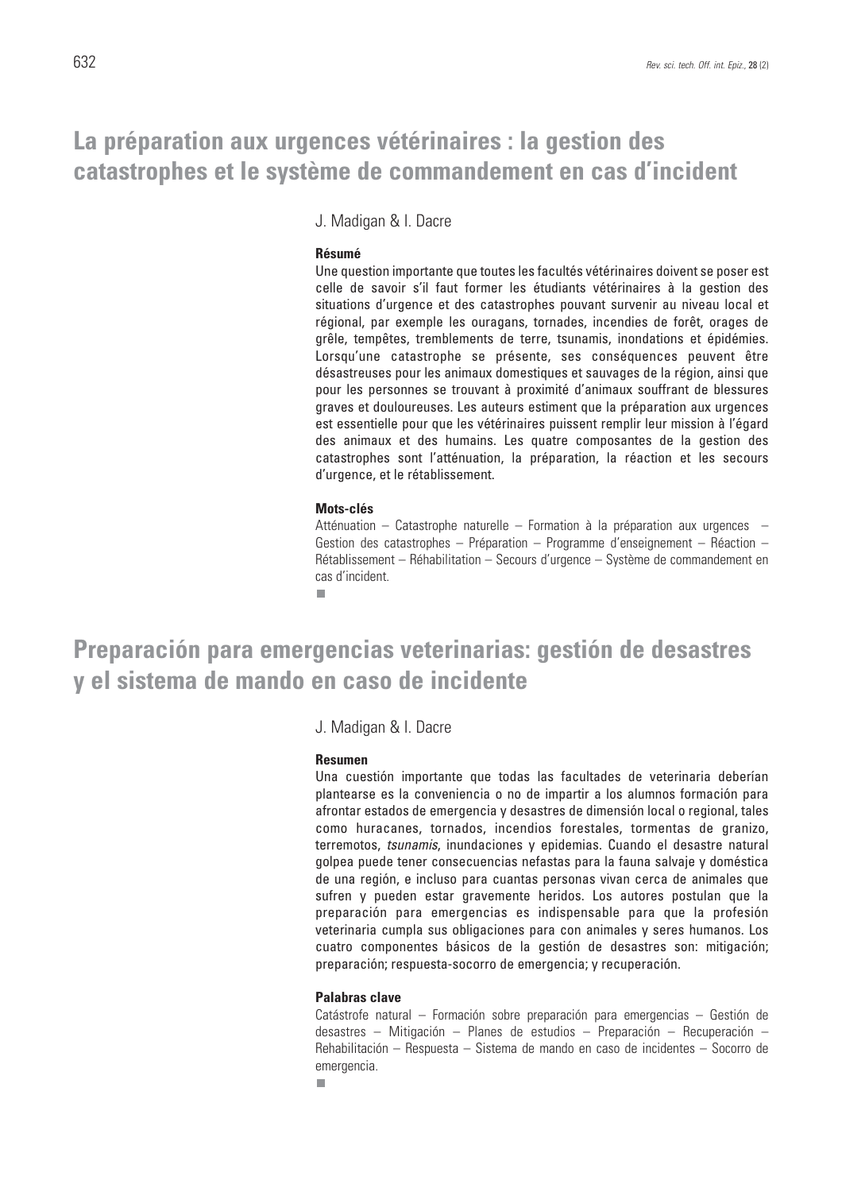# La préparation aux urgences vétérinaires : la gestion des catastrophes et le système de commandement en cas d'incident

J. Madigan & I. Dacre

#### Résumé

Une question importante que toutes les facultés vétérinaires doivent se poser est celle de savoir s'il faut former les étudiants vétérinaires à la gestion des situations d'urgence et des catastrophes pouvant survenir au niveau local et régional, par exemple les ouragans, tornades, incendies de forêt, orages de grêle, tempêtes, tremblements de terre, tsunamis, inondations et épidémies. Lorsqu'une catastrophe se présente, ses conséquences peuvent être désastreuses pour les animaux domestiques et sauvages de la région, ainsi que pour les personnes se trouvant à proximité d'animaux souffrant de blessures graves et douloureuses. Les auteurs estiment que la préparation aux urgences est essentielle pour que les vétérinaires puissent remplir leur mission à l'égard des animaux et des humains. Les quatre composantes de la gestion des catastrophes sont l'atténuation, la préparation, la réaction et les secours d'urgence, et le rétablissement.

#### Mots-clés

Atténuation – Catastrophe naturelle – Formation à la préparation aux urgences – Gestion des catastrophes – Préparation – Programme d'enseignement – Réaction – Rétablissement – Réhabilitation – Secours d'urgence – Système de commandement en cas d'incident.

■

# Preparación para emergencias veterinarias: gestión de desastres y el sistema de mando en caso de incidente

J. Madigan & I. Dacre

#### Resumen

Una cuestión importante que todas las facultades de veterinaria deberían plantearse es la conveniencia o no de impartir a los alumnos formación para afrontar estados de emergencia y desastres de dimensión local o regional, tales como huracanes, tornados, incendios forestales, tormentas de granizo, terremotos, *tsunamis*, inundaciones y epidemias. Cuando el desastre natural golpea puede tener consecuencias nefastas para la fauna salvaje y doméstica de una región, e incluso para cuantas personas vivan cerca de animales que sufren y pueden estar gravemente heridos. Los autores postulan que la preparación para emergencias es indispensable para que la profesión veterinaria cumpla sus obligaciones para con animales y seres humanos. Los cuatro componentes básicos de la gestión de desastres son: mitigación; preparación; respuesta-socorro de emergencia; y recuperación.

#### Palabras clave

Catástrofe natural – Formación sobre preparación para emergencias – Gestión de desastres – Mitigación – Planes de estudios – Preparación – Recuperación – Rehabilitación – Respuesta – Sistema de mando en caso de incidentes – Socorro de emergencia.

■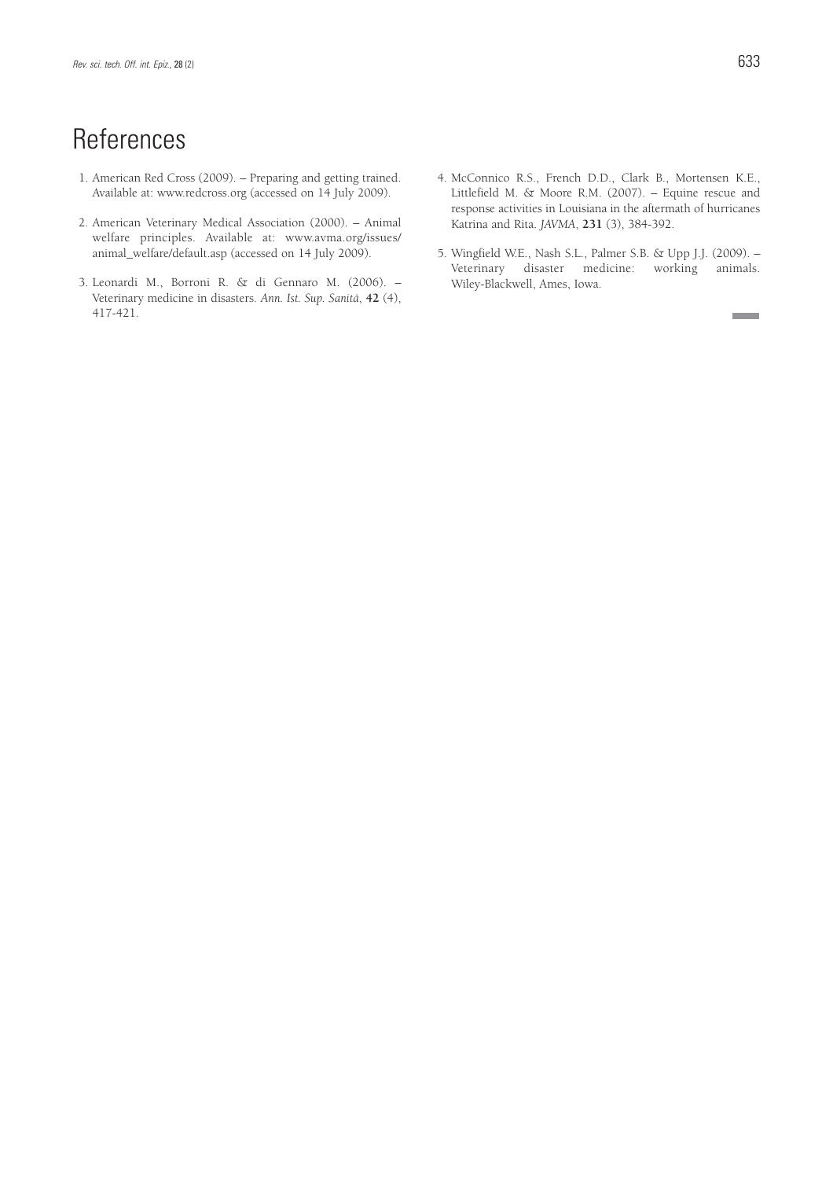# References

1. American Red Cross (2009). – Preparing and getting trained. Available at: www.redcross.org (accessed on 14 July 2009).

2. American Veterinary Medical Association (2000). – Animal welfare principles. Available at: www.avma.org/issues/animal_welfare/default.asp (accessed on 14 July 2009).

3. Leonardi M., Borroni R. & di Gennaro M. (2006). – Veterinary medicine in disasters. *Ann. Ist. Sup. Sanità*, **42** (4), 417-421.

4. McConnico R.S., French D.D., Clark B., Mortensen K.E., Littlefield M. & Moore R.M. (2007). – Equine rescue and response activities in Louisiana in the aftermath of hurricanes Katrina and Rita. *JAVMA*, **231** (3), 384-392.

5. Wingfield W.E., Nash S.L., Palmer S.B. & Upp J.J. (2009). – Veterinary disaster medicine: working animals. Wiley-Blackwell, Ames, Iowa.